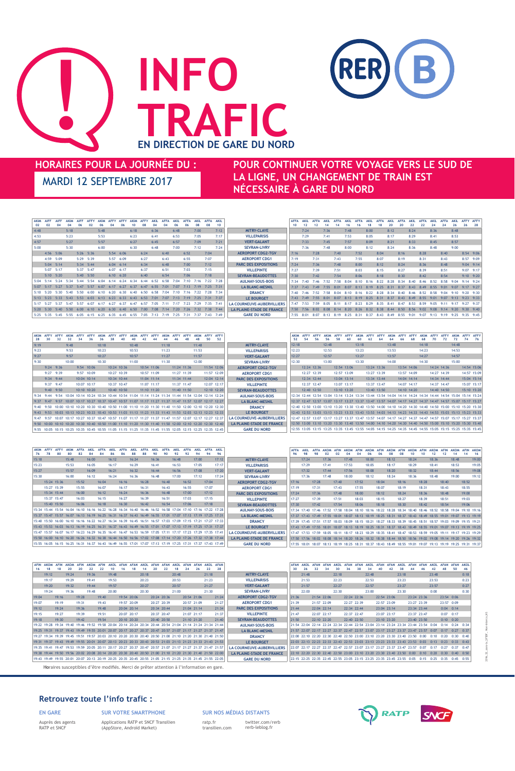# INFO TRAFIC

## EN DIRECTION DE GARE DU NORD

RER B

**HORAIRES POUR LA JOURNÉE DU :**

**MARDI 12 SEPTEMBRE 2017**

**POUR CONTINUER VOTRE VOYAGE VERS LE SUD DE LA LIGNE, UN CHANGEMENT DE TRAIN EST NÉCESSAIRE À GARE DU NORD**

| | AKIM 02 | AIFF 02 | AIFF 04 | AKIM 04 | AIFF 06 | AFFY 02 | AKIM 06 | AFFY 04 | AFFY 06 | AKIM 08 | AFFY 08 | AKIL 04 | AFFA 04 | AKIL 06 | AFFA 06 | AKIL 08 | AFFA 08 | AKIL 10 |
|---|---|---|---|---|---|---|---|---|---|---|---|---|---|---|---|---|---|---|
| MITRY-CLAYE | 4:48 | | | 5:18 | | | 5:48 | | | 6:18 | | 6:36 | | 6:48 | | 7:00 | | 7:12 |
| VILLEPARISIS | 4:53 | | | 5:23 | | | 5:53 | | | 6:23 | | 6:41 | | 6:53 | | 7:05 | | 7:17 |
| VERT-GALANT | 4:57 | | | 5:27 | | | 5:57 | | | 6:27 | | 6:45 | | 6:57 | | 7:09 | | 7:21 |
| SEVRAN-LIVRY | 5:00 | | | 5:30 | | | 6:00 | | | 6:30 | | 6:48 | | 7:00 | | 7:12 | | 7:24 |
| AEROPORT CDG2-TGV | | 4:56 | 5:06 | | 5:26 | 5:36 | | 5:54 | 6:06 | | 6:24 | | 6:40 | | 6:52 | | 7:04 | |
| AEROPORT CDG1 | | 4:59 | 5:09 | | 5:29 | 5:39 | | 5:57 | 6:09 | | 6:27 | | 6:43 | | 6:55 | | 7:07 | |
| PARC DES EXPOSITIONS | | 5:04 | 5:14 | | 5:34 | 5:44 | | 6:04 | 6:14 | | 6:34 | | 6:48 | | 7:00 | | 7:12 | |
| VILLEPINTE | | 5:07 | 5:17 | | 5:37 | 5:47 | | 6:07 | 6:17 | | 6:37 | | 6:51 | | 7:03 | | 7:15 | |
| SEVRAN-BEAUDOTTES | | 5:10 | 5:20 | | 5:40 | 5:50 | | 6:10 | 6:20 | | 6:40 | | 6:54 | | 7:06 | | 7:18 | |
| AULNAY-SOUS-BOIS | 5:04 | 5:14 | 5:24 | 5:34 | 5:44 | 5:54 | 6:04 | 6:14 | 6:24 | 6:34 | 6:44 | 6:52 | 6:58 | 7:04 | 7:10 | 7:16 | 7:22 | 7:28 |
| LA BLANC-MESNIL | 5:07 | 5:17 | 5:27 | 5:37 | 5:47 | 5:57 | 6:07 | 6:17 | 6:27 | 6:37 | 6:47 | 6:55 | 7:01 | 7:07 | 7:13 | 7:19 | 7:25 | 7:31 |
| DRANCY | 5:10 | 5:20 | 5:30 | 5:40 | 5:50 | 6:00 | 6:10 | 6:20 | 6:30 | 6:40 | 6:50 | 6:58 | 7:04 | 7:10 | 7:16 | 7:22 | 7:28 | 7:34 |
| LE BOURGET | 5:13 | 5:23 | 5:33 | 5:43 | 5:53 | 6:03 | 6:13 | 6:23 | 6:33 | 6:43 | 6:53 | 7:01 | 7:07 | 7:13 | 7:19 | 7:25 | 7:31 | 7:37 |
| LA COURNEUVE-AUBERVILLIERS | 5:17 | 5:27 | 5:37 | 5:47 | 5:57 | 6:07 | 6:17 | 6:27 | 6:37 | 6:47 | 6:57 | 7:05 | 7:11 | 7:17 | 7:23 | 7:29 | 7:35 | 7:41 |
| LA PLAINE-STADE DE FRANCE | 5:20 | 5:30 | 5:40 | 5:50 | 6:00 | 6:10 | 6:20 | 6:30 | 6:40 | 6:50 | 7:00 | 7:08 | 7:14 | 7:20 | 7:26 | 7:32 | 7:38 | 7:44 |
| GARE DU NORD | 5:25 | 5:35 | 5:45 | 5:55 | 6:05 | 6:15 | 6:25 | 6:35 | 6:45 | 6:55 | 7:05 | 7:13 | 7:19 | 7:25 | 7:31 | 7:37 | 7:43 | 7:49 |

| | AFFA 10 | AKIL 12 | AFFA 12 | AKIL 14 | AFFA 14 | AKIL 16 | AFFA 16 | AKIL 18 | AFFA 18 | AKIL 20 | AFFA 20 | AKIL 22 | AFFA 22 | AKIL 24 | AFFA 24 | AKIL 26 | AFFY 26 | AFFY 28 |
|---|---|---|---|---|---|---|---|---|---|---|---|---|---|---|---|---|---|---|
| MITRY-CLAYE | | 7:24 | | 7:36 | | 7:48 | | 8:00 | | 8:12 | | 8:24 | | 8:36 | | 8:48 | | |
| VILLEPARISIS | | 7:29 | | 7:41 | | 7:53 | | 8:05 | | 8:17 | | 8:29 | | 8:41 | | 8:53 | | |
| VERT-GALANT | | 7:33 | | 7:45 | | 7:57 | | 8:09 | | 8:21 | | 8:33 | | 8:45 | | 8:57 | | |
| SEVRAN-LIVRY | | 7:36 | | 7:48 | | 8:00 | | 8:12 | | 8:24 | | 8:36 | | 8:48 | | 9:00 | | |
| AEROPORT CDG2-TGV | 7:16 | | 7:28 | | 7:40 | | 7:52 | | 8:04 | | 8:16 | | 8:28 | | 8:40 | | 8:54 | 9:06 |
| AEROPORT CDG1 | 7:19 | | 7:31 | | 7:43 | | 7:55 | | 8:07 | | 8:19 | | 8:31 | | 8:43 | | 8:57 | 9:09 |
| PARC DES EXPOSITIONS | 7:24 | | 7:36 | | 7:48 | | 8:00 | | 8:12 | | 8:24 | | 8:36 | | 8:48 | | 9:04 | 9:14 |
| VILLEPINTE | 7:27 | | 7:39 | | 7:51 | | 8:03 | | 8:15 | | 8:27 | | 8:39 | | 8:51 | | 9:07 | 9:17 |
| SEVRAN-BEAUDOTTES | 7:30 | | 7:42 | | 7:54 | | 8:06 | | 8:18 | | 8:30 | | 8:42 | | 8:54 | | 9:10 | 9:20 |
| AULNAY-SOUS-BOIS | 7:34 | 7:40 | 7:46 | 7:52 | 7:58 | 8:04 | 8:10 | 8:16 | 8:22 | 8:28 | 8:34 | 8:40 | 8:46 | 8:52 | 8:58 | 9:04 | 9:14 | 9:24 |
| LA BLANC-MESNIL | 7:37 | 7:43 | 7:49 | 7:55 | 8:01 | 8:07 | 8:13 | 8:19 | 8:25 | 8:31 | 8:37 | 8:43 | 8:49 | 8:55 | 9:01 | 9:07 | 9:17 | 9:27 |
| DRANCY | 7:40 | 7:46 | 7:52 | 7:58 | 8:04 | 8:10 | 8:16 | 8:22 | 8:28 | 8:34 | 8:40 | 8:46 | 8:52 | 8:58 | 9:04 | 9:10 | 9:20 | 9:30 |
| LE BOURGET | 7:43 | 7:49 | 7:55 | 8:01 | 8:07 | 8:13 | 8:19 | 8:25 | 8:31 | 8:37 | 8:43 | 8:49 | 8:55 | 9:01 | 9:07 | 9:13 | 9:23 | 9:33 |
| LA COURNEUVE-AUBERVILLIERS | 7:47 | 7:53 | 7:59 | 8:05 | 8:11 | 8:17 | 8:23 | 8:29 | 8:35 | 8:41 | 8:47 | 8:53 | 8:59 | 9:05 | 9:11 | 9:17 | 9:27 | 9:37 |
| LA PLAINE-STADE DE FRANCE | 7:50 | 7:56 | 8:02 | 8:08 | 8:14 | 8:20 | 8:26 | 8:32 | 8:38 | 8:44 | 8:50 | 8:56 | 9:02 | 9:08 | 9:14 | 9:20 | 9:30 | 9:40 |
| GARE DU NORD | 7:55 | 8:01 | 8:07 | 8:13 | 8:19 | 8:25 | 8:31 | 8:37 | 8:43 | 8:49 | 8:55 | 9:01 | 9:07 | 9:13 | 9:19 | 9:25 | 9:35 | 9:45 |

| | AKIM 28 | AFFY 30 | AFFY 32 | AKIM 32 | AFFY 34 | AFFY 36 | AKIM 36 | AFFY 38 | AFFY 40 | AKIM 40 | AFFY 42 | AFFY 44 | AKIM 44 | AFFY 46 | AFFY 48 | AKIM 48 | AFFY 50 | AFFY 52 |
|---|---|---|---|---|---|---|---|---|---|---|---|---|---|---|---|---|---|---|
| MITRY-CLAYE | 9:19 | | | 9:48 | | | 10:18 | | | 10:48 | | | 11:18 | | | 11:48 | | |
| VILLEPARISIS | 9:23 | | | 9:53 | | | 10:23 | | | 10:53 | | | 11:23 | | | 11:53 | | |
| VERT-GALANT | 9:27 | | | 9:57 | | | 10:27 | | | 10:57 | | | 11:27 | | | 11:57 | | |
| SEVRAN-LIVRY | 9:30 | | | 10:00 | | | 10:30 | | | 11:00 | | | 11:30 | | | 12:00 | | |
| AEROPORT CDG2-TGV | | 9:24 | 9:36 | | 9:54 | 10:06 | | 10:24 | 10:36 | | 10:54 | 11:06 | | 11:24 | 11:36 | | 11:54 | 12:06 |
| AEROPORT CDG1 | | 9:27 | 9:39 | | 9:57 | 10:09 | | 10:27 | 10:39 | | 10:57 | 11:09 | | 11:27 | 11:39 | | 11:57 | 12:09 |
| PARC DES EXPOSITIONS | | 9:34 | 9:44 | | 10:04 | 10:14 | | 10:34 | 10:44 | | 11:04 | 11:14 | | 11:34 | 11:44 | | 12:04 | 12:14 |
| VILLEPINTE | | 9:37 | 9:47 | | 10:07 | 10:17 | | 10:37 | 10:47 | | 11:07 | 11:17 | | 11:37 | 11:47 | | 12:07 | 12:17 |
| SEVRAN-BEAUDOTTES | | 9:40 | 9:50 | | 10:10 | 10:20 | | 10:40 | 10:50 | | 11:10 | 11:20 | | 11:40 | 11:50 | | 12:10 | 12:20 |
| AULNAY-SOUS-BOIS | 9:34 | 9:44 | 9:54 | 10:04 | 10:14 | 10:24 | 10:34 | 10:44 | 10:54 | 11:04 | 11:14 | 11:24 | 11:34 | 11:44 | 11:54 | 12:04 | 12:14 | 12:24 |
| LA BLANC-MESNIL | 9:37 | 9:47 | 9:57 | 10:07 | 10:17 | 10:27 | 10:37 | 10:47 | 10:57 | 11:07 | 11:17 | 11:27 | 11:37 | 11:47 | 11:57 | 12:07 | 12:17 | 12:27 |
| DRANCY | 9:40 | 9:50 | 10:00 | 10:10 | 10:20 | 10:30 | 10:40 | 10:50 | 11:00 | 11:10 | 11:20 | 11:30 | 11:40 | 11:50 | 12:00 | 12:10 | 12:20 | 12:30 |
| LE BOURGET | 9:43 | 9:53 | 10:03 | 10:13 | 10:23 | 10:33 | 10:43 | 10:53 | 11:03 | 11:13 | 11:23 | 11:33 | 11:43 | 11:53 | 12:03 | 12:13 | 12:23 | 12:33 |
| LA COURNEUVE-AUBERVILLIERS | 9:47 | 9:57 | 10:07 | 10:17 | 10:27 | 10:37 | 10:47 | 10:57 | 11:07 | 11:17 | 11:27 | 11:37 | 11:47 | 11:57 | 12:07 | 12:17 | 12:27 | 12:37 |
| LA PLAINE-STADE DE FRANCE | 9:50 | 10:00 | 10:10 | 10:20 | 10:30 | 10:40 | 10:50 | 11:00 | 11:10 | 11:20 | 11:30 | 11:40 | 11:50 | 12:00 | 12:10 | 12:20 | 12:30 | 12:40 |
| GARE DU NORD | 9:55 | 10:05 | 10:15 | 10:25 | 10:35 | 10:45 | 10:55 | 11:05 | 11:15 | 11:25 | 11:35 | 11:45 | 11:55 | 12:05 | 12:15 | 12:25 | 12:35 | 12:45 |

| | AKIM 52 | AFFY 54 | AFFY 56 | AKIM 56 | AFFY 58 | AFFY 60 | AKIM 60 | AFFY 62 | AFFY 64 | AKIM 64 | AFFY 66 | AFFY 68 | AKIM 68 | AFFY 70 | AFFY 72 | AKIM 72 | AFFY 74 | AFFY 76 |
|---|---|---|---|---|---|---|---|---|---|---|---|---|---|---|---|---|---|---|
| MITRY-CLAYE | 12:18 | | | 12:48 | | | 13:18 | | | 13:48 | | | 14:18 | | | 14:48 | | |
| VILLEPARISIS | 12:23 | | | 12:53 | | | 13:23 | | | 13:53 | | | 14:23 | | | 14:53 | | |
| VERT-GALANT | 12:27 | | | 12:57 | | | 13:27 | | | 13:57 | | | 14:27 | | | 14:57 | | |
| SEVRAN-LIVRY | 12:30 | | | 13:00 | | | 13:30 | | | 14:00 | | | 14:30 | | | 15:00 | | |
| AEROPORT CDG2-TGV | | 12:24 | 12:36 | | 12:54 | 13:06 | | 13:24 | 13:36 | | 13:54 | 14:06 | | 14:24 | 14:36 | | 14:54 | 15:06 |
| AEROPORT CDG1 | | 12:27 | 12:39 | | 12:57 | 13:09 | | 13:27 | 13:39 | | 13:57 | 14:09 | | 14:27 | 14:39 | | 14:57 | 15:09 |
| PARC DES EXPOSITIONS | | 12:34 | 12:44 | | 13:04 | 13:14 | | 13:34 | 13:44 | | 14:04 | 14:14 | | 14:34 | 14:44 | | 15:04 | 15:14 |
| VILLEPINTE | | 12:37 | 12:47 | | 13:07 | 13:17 | | 13:37 | 13:47 | | 14:07 | 14:17 | | 14:37 | 14:47 | | 15:07 | 15:17 |
| SEVRAN-BEAUDOTTES | | 12:40 | 12:50 | | 13:10 | 13:20 | | 13:40 | 13:50 | | 14:10 | 14:20 | | 14:40 | 14:50 | | 15:10 | 15:20 |
| AULNAY-SOUS-BOIS | 12:34 | 12:44 | 12:54 | 13:04 | 13:14 | 13:24 | 13:34 | 13:44 | 13:54 | 14:04 | 14:14 | 14:24 | 14:34 | 14:44 | 14:54 | 15:04 | 15:14 | 15:24 |
| LA BLANC-MESNIL | 12:37 | 12:47 | 12:57 | 13:07 | 13:17 | 13:27 | 13:37 | 13:47 | 13:57 | 14:07 | 14:17 | 14:27 | 14:37 | 14:47 | 14:57 | 15:07 | 15:17 | 15:27 |
| DRANCY | 12:40 | 12:50 | 13:00 | 13:10 | 13:20 | 13:30 | 13:40 | 13:50 | 14:00 | 14:10 | 14:20 | 14:30 | 14:40 | 14:50 | 15:00 | 15:10 | 15:20 | 15:30 |
| LE BOURGET | 12:43 | 12:53 | 13:03 | 13:13 | 13:23 | 13:33 | 13:43 | 13:53 | 14:03 | 14:13 | 14:23 | 14:33 | 14:43 | 14:53 | 15:03 | 15:13 | 15:23 | 15:33 |
| LA COURNEUVE-AUBERVILLIERS | 12:47 | 12:57 | 13:07 | 13:17 | 13:27 | 13:37 | 13:47 | 13:57 | 14:07 | 14:17 | 14:27 | 14:37 | 14:47 | 14:57 | 15:07 | 15:17 | 15:27 | 15:37 |
| LA PLAINE-STADE DE FRANCE | 12:50 | 13:00 | 13:10 | 13:20 | 13:30 | 13:40 | 13:50 | 14:00 | 14:10 | 14:20 | 14:30 | 14:40 | 14:50 | 15:00 | 15:10 | 15:20 | 15:30 | 15:40 |
| GARE DU NORD | 12:55 | 13:05 | 13:15 | 13:25 | 13:35 | 13:45 | 13:55 | 14:05 | 14:15 | 14:25 | 14:35 | 14:45 | 14:55 | 15:05 | 15:15 | 15:25 | 15:35 | 15:45 |

| | AKIM 76 | AFFY 78 | AFFY 80 | AKIM 80 | AFFY 82 | AKIL 84 | AFFA 84 | AKIL 86 | AFFA 86 | AKIL 88 | AFFA 88 | AKIL 90 | AFFA 90 | AKIL 92 | AFFA 92 | AKIL 94 | AFFA 94 | AKIL 96 |
|---|---|---|---|---|---|---|---|---|---|---|---|---|---|---|---|---|---|---|
| MITRY-CLAYE | 15:18 | | | 15:48 | | 16:00 | | 16:12 | | 16:24 | | 16:36 | | 16:48 | | 17:00 | | 17:12 |
| VILLEPARISIS | 15:23 | | | 15:53 | | 16:05 | | 16:17 | | 16:29 | | 16:41 | | 16:53 | | 17:05 | | 17:17 |
| VERT-GALANT | 15:27 | | | 15:57 | | 16:09 | | 16:21 | | 16:32 | | 16:44 | | 16:56 | | 17:08 | | 17:20 |
| SEVRAN-LIVRY | 15:30 | | | 16:00 | | 16:12 | | 16:24 | | 16:36 | | 16:48 | | 17:00 | | 17:12 | | 17:24 |
| AEROPORT CDG2-TGV | | 15:24 | 15:36 | | 15:52 | | 16:04 | | 16:16 | | 16:28 | | 16:40 | | 16:52 | | 17:04 | |
| AEROPORT CDG1 | | 15:27 | 15:39 | | 15:55 | | 16:07 | | 16:19 | | 16:31 | | 16:43 | | 16:55 | | 17:07 | |
| PARC DES EXPOSITIONS | | 15:34 | 15:44 | | 16:00 | | 16:12 | | 16:24 | | 16:36 | | 16:48 | | 17:00 | | 17:12 | |
| VILLEPINTE | | 15:37 | 15:47 | | 16:03 | | 16:15 | | 16:27 | | 16:39 | | 16:51 | | 17:03 | | 17:15 | |
| SEVRAN-BEAUDOTTES | | 15:40 | 15:50 | | 16:06 | | 16:18 | | 16:30 | | 16:42 | | 16:54 | | 17:06 | | 17:18 | |
| AULNAY-SOUS-BOIS | 15:34 | 15:44 | 15:54 | 16:04 | 16:10 | 16:16 | 16:22 | 16:28 | 16:34 | 16:40 | 16:46 | 16:52 | 16:58 | 17:04 | 17:10 | 17:16 | 17:22 | 17:28 |
| LA BLANC-MESNIL | 15:37 | 15:47 | 15:57 | 16:07 | 16:13 | 16:19 | 16:25 | 16:31 | 16:37 | 16:43 | 16:49 | 16:55 | 17:01 | 17:07 | 17:13 | 17:19 | 17:25 | 17:31 |
| DRANCY | 15:40 | 15:50 | 16:00 | 16:10 | 16:16 | 16:22 | 16:28 | 16:34 | 16:40 | 16:46 | 16:52 | 16:58 | 17:04 | 17:10 | 17:16 | 17:22 | 17:28 | 17:34 |
| LE BOURGET | 15:43 | 15:53 | 16:03 | 16:13 | 16:19 | 16:25 | 16:31 | 16:37 | 16:43 | 16:49 | 16:55 | 17:01 | 17:07 | 17:13 | 17:19 | 17:25 | 17:31 | 17:37 |
| LA COURNEUVE-AUBERVILLIERS | 15:47 | 15:57 | 16:07 | 16:17 | 16:23 | 16:29 | 16:35 | 16:41 | 16:47 | 16:53 | 16:59 | 17:05 | 17:11 | 17:17 | 17:23 | 17:29 | 17:35 | 17:41 |
| LA PLAINE-STADE DE FRANCE | 15:50 | 16:00 | 16:10 | 16:20 | 16:26 | 16:32 | 16:38 | 16:44 | 16:50 | 16:56 | 17:02 | 17:08 | 17:14 | 17:20 | 17:26 | 17:32 | 17:38 | 17:44 |
| GARE DU NORD | 15:55 | 16:05 | 16:15 | 16:25 | 16:31 | 16:37 | 16:43 | 16:49 | 16:55 | 17:01 | 17:07 | 17:13 | 17:19 | 17:25 | 17:31 | 17:37 | 17:43 | 17:49 |

| | AFFA 96 | AKIL 98 | AFFA 98 | AKOM 02 | AFIN 02 | AKOM 04 | AFIN 04 | AKOM 06 | AFIN 06 | AKOM 08 | AFIN 08 | AKOM 10 | AFIN 10 | AKOM 12 | AFIN 12 | AKOM 14 | AFIN 14 | AKOM 16 |
|---|---|---|---|---|---|---|---|---|---|---|---|---|---|---|---|---|---|---|
| MITRY-CLAYE | | 17:24 | | 17:36 | | 17:48 | | 18:00 | | 18:12 | | 18:24 | | 18:36 | | 18:48 | | 19:00 |
| VILLEPARISIS | | 17:29 | | 17:41 | | 17:53 | | 18:05 | | 18:17 | | 18:29 | | 18:41 | | 18:53 | | 19:05 |
| VERT-GALANT | | 17:32 | | 17:44 | | 17:56 | | 18:08 | | 18:20 | | 18:32 | | 18:44 | | 18:56 | | 19:08 |
| SEVRAN-LIVRY | | 17:36 | | 17:48 | | 18:00 | | 18:12 | | 18:24 | | 18:36 | | 18:48 | | 19:00 | | 19:12 |
| AEROPORT CDG2-TGV | 17:16 | | 17:28 | | 17:40 | | 17:52 | | 18:04 | | 18:16 | | 18:28 | | 18:40 | | 18:52 | |
| AEROPORT CDG1 | 17:19 | | 17:31 | | 17:43 | | 17:55 | | 18:07 | | 18:19 | | 18:31 | | 18:43 | | 18:55 | |
| PARC DES EXPOSITIONS | 17:24 | | 17:36 | | 17:48 | | 18:00 | | 18:12 | | 18:24 | | 18:36 | | 18:48 | | 19:00 | |
| VILLEPINTE | 17:27 | | 17:39 | | 17:51 | | 18:03 | | 18:15 | | 18:27 | | 18:39 | | 18:51 | | 19:03 | |
| SEVRAN-BEAUDOTTES | 17:30 | | 17:42 | | 17:54 | | 18:06 | | 18:18 | | 18:30 | | 18:42 | | 18:54 | | 19:06 | |
| AULNAY-SOUS-BOIS | 17:34 | 17:40 | 17:46 | 17:52 | 17:58 | 18:04 | 18:10 | 18:16 | 18:22 | 18:28 | 18:34 | 18:40 | 18:46 | 18:52 | 18:58 | 19:04 | 19:10 | 19:16 |
| LA BLANC-MESNIL | 17:37 | 17:43 | 17:49 | 17:55 | 18:01 | 18:07 | 18:13 | 18:19 | 18:25 | 18:31 | 18:37 | 18:43 | 18:49 | 18:55 | 19:01 | 19:07 | 19:13 | 19:19 |
| DRANCY | 17:40 | 17:46 | 17:52 | 17:58 | 18:04 | 18:10 | 18:16 | 18:22 | 18:28 | 18:34 | 18:40 | 18:46 | 18:52 | 18:58 | 19:04 | 19:10 | 19:16 | 19:22 |
| LE BOURGET | 17:43 | 17:49 | 17:55 | 18:01 | 18:07 | 18:13 | 18:19 | 18:25 | 18:31 | 18:37 | 18:43 | 18:49 | 18:55 | 19:01 | 19:07 | 19:13 | 19:19 | 19:25 |
| LA COURNEUVE-AUBERVILLIERS | 17:47 | 17:53 | 17:59 | 18:05 | 18:11 | 18:17 | 18:23 | 18:29 | 18:35 | 18:41 | 18:47 | 18:53 | 18:59 | 19:05 | 19:11 | 19:17 | 19:23 | 19:29 |
| LA PLAINE-STADE DE FRANCE | 17:50 | 17:56 | 18:02 | 18:08 | 18:14 | 18:20 | 18:26 | 18:32 | 18:38 | 18:44 | 18:50 | 18:56 | 19:02 | 19:08 | 19:14 | 19:20 | 19:26 | 19:32 |
| GARE DU NORD | 17:55 | 18:01 | 18:07 | 18:13 | 18:19 | 18:25 | 18:31 | 18:37 | 18:43 | 18:49 | 18:55 | 19:01 | 19:07 | 19:13 | 19:19 | 19:25 | 19:31 | 19:37 |

| | AFIN 16 | AKOM 18 | AFIN 18 | AKOM 20 | AFIN 20 | AKOM 22 | AFIN 22 | AKOL 10 | AFAN 16 | AFAN 18 | AKOL 14 | AFAN 20 | AFAN 22 | AKOL 18 | AFAN 24 | AFAN 26 | AKOL 22 | AFAN 28 |
|---|---|---|---|---|---|---|---|---|---|---|---|---|---|---|---|---|---|---|
| MITRY-CLAYE | | 19:12 | | 19:24 | | 19:36 | | 19:48 | | | 20:18 | | | 20:48 | | | 21:18 | |
| VILLEPARISIS | | 19:17 | | 19:29 | | 19:41 | | 19:53 | | | 20:23 | | | 20:53 | | | 21:23 | |
| VERT-GALANT | | 19:20 | | 19:32 | | 19:44 | | 19:57 | | | 20:27 | | | 20:57 | | | 21:27 | |
| SEVRAN-LIVRY | | 19:24 | | 19:36 | | 19:48 | | 20:00 | | | 20:30 | | | 21:00 | | | 21:30 | |
| AEROPORT CDG2-TGV | 19:04 | | 19:16 | | 19:28 | | 19:40 | | 19:54 | 20:06 | | 20:24 | 20:36 | | 20:54 | 21:06 | | 21:24 |
| AEROPORT CDG1 | 19:07 | | 19:19 | | 19:31 | | 19:43 | | 19:57 | 20:09 | | 20:27 | 20:39 | | 20:57 | 21:09 | | 21:27 |
| PARC DES EXPOSITIONS | 19:12 | | 19:24 | | 19:36 | | 19:48 | | 20:04 | 20:14 | | 20:34 | 20:44 | | 21:04 | 21:14 | | 21:34 |
| VILLEPINTE | 19:15 | | 19:27 | | 19:39 | | 19:51 | | 20:07 | 20:17 | | 20:37 | 20:47 | | 21:07 | 21:17 | | 21:37 |
| SEVRAN-BEAUDOTTES | 19:18 | | 19:30 | | 19:42 | | 19:54 | | 20:10 | 20:20 | | 20:40 | 20:50 | | 21:10 | 21:20 | | 21:40 |
| AULNAY-SOUS-BOIS | 19:22 | 19:28 | 19:34 | 19:40 | 19:46 | 19:52 | 19:58 | 20:04 | 20:14 | 20:24 | 20:34 | 20:44 | 20:54 | 21:04 | 21:14 | 21:24 | 21:34 | 21:44 |
| LA BLANC-MESNIL | 19:25 | 19:31 | 19:37 | 19:43 | 19:49 | 19:55 | 20:01 | 20:07 | 20:17 | 20:27 | 20:37 | 20:47 | 20:57 | 21:07 | 21:17 | 21:27 | 21:37 | 21:47 |
| DRANCY | 19:28 | 19:34 | 19:40 | 19:46 | 19:52 | 19:58 | 20:04 | 20:10 | 20:20 | 20:30 | 20:40 | 20:50 | 21:00 | 21:10 | 21:20 | 21:30 | 21:40 | 21:50 |
| LE BOURGET | 19:31 | 19:37 | 19:43 | 19:49 | 19:55 | 20:01 | 20:07 | 20:13 | 20:23 | 20:33 | 20:43 | 20:53 | 21:03 | 21:13 | 21:23 | 21:33 | 21:43 | 21:53 |
| LA COURNEUVE-AUBERVILLIERS | 19:35 | 19:41 | 19:47 | 19:53 | 19:59 | 20:05 | 20:11 | 20:17 | 20:27 | 20:37 | 20:47 | 20:57 | 21:07 | 21:17 | 21:27 | 21:37 | 21:47 | 21:57 |
| LA PLAINE-STADE DE FRANCE | 19:38 | 19:44 | 19:50 | 19:56 | 20:02 | 20:08 | 20:14 | 20:20 | 20:30 | 20:40 | 20:50 | 21:00 | 21:10 | 21:20 | 21:30 | 21:40 | 21:50 | 22:00 |
| GARE DU NORD | 19:43 | 19:49 | 19:55 | 20:01 | 20:07 | 20:13 | 20:19 | 20:25 | 20:35 | 20:45 | 20:55 | 21:05 | 21:15 | 21:25 | 21:35 | 21:45 | 21:55 | 22:05 |

| | AFAN 30 | AKOL 26 | AFAN 32 | AFAN 34 | AKOL 30 | AFAN 36 | AFAN 38 | AKOL 34 | AFAN 40 | AFAN 42 | AKOL 38 | AFAN 44 | AFAN 46 | AKOL 42 | AFAN 48 | AFAN 50 | AKOL 46 |
|---|---|---|---|---|---|---|---|---|---|---|---|---|---|---|---|---|---|
| MITRY-CLAYE | | 21:48 | | | 22:18 | | | 22:48 | | | 23:18 | | | 23:48 | | | 0:18 |
| VILLEPARISIS | | 21:53 | | | 22:23 | | | 22:53 | | | 23:23 | | | 23:53 | | | 0:23 |
| VERT-GALANT | | 21:57 | | | 22:27 | | | 22:57 | | | 23:27 | | | 23:57 | | | 0:27 |
| SEVRAN-LIVRY | | 22:00 | | | 22:30 | | | 23:00 | | | 23:30 | | | 0:00 | | | 0:30 |
| AEROPORT CDG2-TGV | 21:36 | | 21:54 | 22:06 | | 22:24 | 22:36 | | 22:54 | 23:06 | | 23:24 | 23:36 | | 23:54 | 0:06 | |
| AEROPORT CDG1 | 21:39 | | 21:57 | 22:09 | | 22:27 | 22:39 | | 22:57 | 23:09 | | 23:27 | 23:39 | | 23:57 | 0:09 | |
| PARC DES EXPOSITIONS | 21:44 | | 22:04 | 22:14 | | 22:34 | 22:44 | | 23:04 | 23:14 | | 23:34 | 23:44 | | 0:04 | 0:14 | |
| VILLEPINTE | 21:47 | | 22:07 | 22:17 | | 22:37 | 22:47 | | 23:07 | 23:17 | | 23:37 | 23:47 | | 0:07 | 0:17 | |
| SEVRAN-BEAUDOTTES | 21:50 | | 22:10 | 22:20 | | 22:40 | 22:50 | | 23:10 | 23:20 | | 23:40 | 23:50 | | 0:10 | 0:20 | |
| AULNAY-SOUS-BOIS | 21:54 | 22:04 | 22:14 | 22:24 | 22:34 | 22:44 | 22:54 | 23:04 | 23:14 | 23:24 | 23:34 | 23:44 | 23:54 | 0:04 | 0:14 | 0:24 | 0:34 |
| LA BLANC-MESNIL | 21:57 | 22:07 | 22:17 | 22:27 | 22:37 | 22:47 | 22:57 | 23:07 | 23:17 | 23:27 | 23:37 | 23:47 | 23:57 | 0:07 | 0:17 | 0:27 | 0:37 |
| DRANCY | 22:00 | 22:10 | 22:20 | 22:30 | 22:40 | 22:50 | 23:00 | 23:10 | 23:20 | 23:30 | 23:40 | 23:50 | 0:00 | 0:10 | 0:20 | 0:30 | 0:40 |
| LE BOURGET | 22:03 | 22:13 | 22:23 | 22:33 | 22:43 | 22:53 | 23:03 | 23:13 | 23:23 | 23:33 | 23:43 | 23:53 | 0:03 | 0:13 | 0:23 | 0:33 | 0:43 |
| LA COURNEUVE-AUBERVILLIERS | 22:07 | 22:17 | 22:27 | 22:37 | 22:47 | 22:57 | 23:07 | 23:17 | 23:27 | 23:37 | 23:47 | 23:57 | 0:07 | 0:17 | 0:27 | 0:37 | 0:47 |
| LA PLAINE-STADE DE FRANCE | 22:10 | 22:20 | 22:30 | 22:40 | 22:50 | 23:00 | 23:10 | 23:20 | 23:30 | 23:40 | 23:50 | 0:00 | 0:10 | 0:20 | 0:30 | 0:40 | 0:50 |
| GARE DU NORD | 22:15 | 22:25 | 22:35 | 22:45 | 22:55 | 23:05 | 23:15 | 23:25 | 23:35 | 23:45 | 23:55 | 0:05 | 0:15 | 0:25 | 0:35 | 0:45 | 0:55 |

Horaires susceptibles d'être modifiés. Merci de prêter attention à l'information en gare.

## Retrouvez toute l'info trafic :

**EN GARE**

Auprès des agents RATP et SNCF

**SUR VOTRE SMARTPHONE**

Applications RATP et SNCF Transilien (AppStore, Android Market)

**SUR NOS MÉDIAS DISTANTS**

ratp.fr
transilien.com

twitter.com/rerb
rerb-leblog.fr

RATP SNCF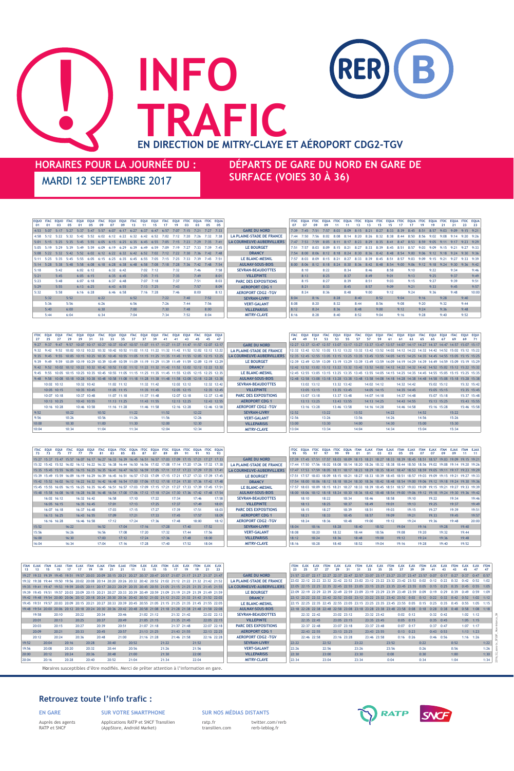# INFO TRAFIC

RER B

## EN DIRECTION DE MITRY-CLAYE ET AÉROPORT CDG2-TGV

**HORAIRES POUR LA JOURNÉE DU :** MARDI 12 SEPTEMBRE 2017

**DÉPARTS DE GARE DU NORD EN GARE DE SURFACE (VOIES 30 À 36)**

| | EQUO 01 | ITAC 01 | EQUO 03 | ITAC 05 | EQUO 05 | EQUI 07 | ITAC 09 | EQUI 09 | EQUI 11 | ITAC 13 | EQUI 13 | EQUI 15 | ITAC 17 | EQUI 17 | ITOC 03 | EQUA 03 | ITOC 05 | EQUA 05 |
|---|---|---|---|---|---|---|---|---|---|---|---|---|---|---|---|---|---|---|
| GARE DU NORD | 4:53 | 5:07 | 5:17 | 5:27 | 5:37 | 5:47 | 5:57 | 6:07 | 6:17 | 6:27 | 6:37 | 6:47 | 6:57 | 7:07 | 7:15 | 7:21 | 7:27 | 7:33 |
| LA PLAINE-STADE DE FRANCE | 4:58 | 5:12 | 5:22 | 5:32 | 5:42 | 5:52 | 6:02 | 6:12 | 6:22 | 6:32 | 6:42 | 6:52 | 7:02 | 7:12 | 7:20 | 7:26 | 7:32 | 7:38 |
| LA COURNEUVE-AUBERVILLIERS | 5:01 | 5:15 | 5:25 | 5:35 | 5:45 | 5:55 | 6:05 | 6:15 | 6:25 | 6:35 | 6:45 | 6:55 | 7:05 | 7:15 | 7:23 | 7:29 | 7:35 | 7:41 |
| LE BOURGET | 5:05 | 5:19 | 5:29 | 5:39 | 5:49 | 5:59 | 6:09 | 6:19 | 6:29 | 6:39 | 6:49 | 6:59 | 7:09 | 7:19 | 7:27 | 7:33 | 7:39 | 7:45 |
| DRANCY | 5:08 | 5:22 | 5:32 | 5:42 | 5:52 | 6:02 | 6:12 | 6:22 | 6:32 | 6:42 | 6:52 | 7:02 | 7:12 | 7:22 | 7:30 | 7:36 | 7:42 | 7:48 |
| LE BLANC-MESNIL | 5:11 | 5:25 | 5:35 | 5:45 | 5:55 | 6:05 | 6:15 | 6:25 | 6:35 | 6:45 | 6:55 | 7:05 | 7:15 | 7:25 | 7:33 | 7:39 | 7:45 | 7:51 |
| AULNAY-SOUS-BOIS | 5:14 | 5:28 | 5:38 | 5:48 | 5:58 | 6:08 | 6:18 | 6:28 | 6:38 | 6:48 | 6:58 | 7:08 | 7:18 | 7:28 | 7:36 | 7:42 | 7:48 | 7:54 |
| SEVRAN-BEAUDOTTES | 5:18 | | 5:42 | | 6:02 | 6:12 | | 6:32 | 6:42 | | 7:02 | 7:12 | | 7:32 | | 7:46 | | 7:58 |
| VILLEPINTE | 5:21 | | 5:45 | | 6:05 | 6:15 | | 6:35 | 6:45 | | 7:05 | 7:15 | | 7:35 | | 7:49 | | 8:01 |
| PARC DES EXPOSITIONS | 5:23 | | 5:48 | | 6:07 | 6:18 | | 6:37 | 6:48 | | 7:07 | 7:18 | | 7:37 | | 7:51 | | 8:03 |
| AEROPORT CDG 1 | 5:29 | | 5:55 | | 6:13 | 6:25 | | 6:43 | 6:55 | | 7:13 | 7:25 | | 7:43 | | 7:57 | | 8:09 |
| AEROPORT CDG2 -TGV | 5:32 | | 5:58 | | 6:16 | 6:28 | | 6:46 | 6:58 | | 7:16 | 7:28 | | 7:46 | | 8:00 | | 8:12 |
| SEVRAN-LIVRY | | 5:32 | | 5:52 | | | 6:22 | | | 6:52 | | | 7:22 | | 7:40 | | 7:52 | |
| VERT-GALANT | | 5:36 | | 5:56 | | | 6:26 | | | 6:56 | | | 7:26 | | 7:44 | | 7:56 | |
| VILLEPARISIS | | 5:40 | | 6:00 | | | 6:30 | | | 7:00 | | | 7:30 | | 7:48 | | 8:00 | |
| MITRY-CLAYE | | 5:44 | | 6:04 | | | 6:34 | | | 7:04 | | | 7:34 | | 7:52 | | 8:04 | |

| | ITOC 07 | EQUA 07 | ITOC 09 | EQUA 09 | ITOC 11 | EQUA 11 | ITOC 13 | EQUA 13 | ITOC 15 | EQUA 15 | ITOC 17 | EQUA 17 | ITOC 19 | EQUA 19 | ITOC 21 | EQUA 21 | ITOC 23 | EQUA 23 |
|---|---|---|---|---|---|---|---|---|---|---|---|---|---|---|---|---|---|---|
| GARE DU NORD | 7:39 | 7:45 | 7:51 | 7:57 | 8:03 | 8:09 | 8:15 | 8:21 | 8:27 | 8:33 | 8:39 | 8:45 | 8:51 | 8:57 | 9:03 | 9:09 | 9:15 | 9:21 |
| LA PLAINE-STADE DE FRANCE | 7:44 | 7:50 | 7:56 | 8:02 | 8:08 | 8:14 | 8:20 | 8:26 | 8:32 | 8:38 | 8:44 | 8:50 | 8:56 | 9:02 | 9:08 | 9:14 | 9:20 | 9:26 |
| LA COURNEUVE-AUBERVILLIERS | 7:47 | 7:53 | 7:59 | 8:05 | 8:11 | 8:17 | 8:23 | 8:29 | 8:35 | 8:41 | 8:47 | 8:53 | 8:59 | 9:05 | 9:11 | 9:17 | 9:23 | 9:29 |
| LE BOURGET | 7:51 | 7:57 | 8:03 | 8:09 | 8:15 | 8:21 | 8:27 | 8:33 | 8:39 | 8:45 | 8:51 | 8:57 | 9:03 | 9:09 | 9:15 | 9:21 | 9:27 | 9:33 |
| DRANCY | 7:54 | 8:00 | 8:06 | 8:12 | 8:18 | 8:24 | 8:30 | 8:36 | 8:42 | 8:48 | 8:54 | 9:00 | 9:06 | 9:12 | 9:18 | 9:24 | 9:30 | 9:36 |
| LE BLANC-MESNIL | 7:57 | 8:03 | 8:09 | 8:15 | 8:21 | 8:27 | 8:33 | 8:39 | 8:45 | 8:51 | 8:57 | 9:03 | 9:09 | 9:15 | 9:21 | 9:27 | 9:33 | 9:39 |
| AULNAY-SOUS-BOIS | 8:00 | 8:06 | 8:12 | 8:18 | 8:24 | 8:30 | 8:36 | 8:42 | 8:48 | 8:54 | 9:00 | 9:06 | 9:12 | 9:18 | 9:24 | 9:30 | 9:36 | 9:42 |
| SEVRAN-BEAUDOTTES | | 8:10 | | 8:22 | | 8:34 | | 8:46 | | 8:58 | | 9:10 | | 9:22 | | 9:34 | | 9:46 |
| VILLEPINTE | | 8:13 | | 8:25 | | 8:37 | | 8:49 | | 9:01 | | 9:13 | | 9:25 | | 9:37 | | 9:49 |
| PARC DES EXPOSITIONS | | 8:15 | | 8:27 | | 8:39 | | 8:51 | | 9:03 | | 9:15 | | 9:27 | | 9:39 | | 9:51 |
| AEROPORT CDG 1 | | 8:21 | | 8:33 | | 8:45 | | 8:57 | | 9:09 | | 9:21 | | 9:33 | | 9:45 | | 9:57 |
| AEROPORT CDG2 -TGV | | 8:24 | | 8:36 | | 8:48 | | 9:00 | | 9:12 | | 9:24 | | 9:36 | | 9:48 | | 10:00 |
| SEVRAN-LIVRY | 8:04 | | 8:16 | | 8:28 | | 8:40 | | 8:52 | | 9:04 | | 9:16 | | 9:28 | | 9:40 | |
| VERT-GALANT | 8:08 | | 8:20 | | 8:32 | | 8:44 | | 8:56 | | 9:08 | | 9:20 | | 9:32 | | 9:44 | |
| VILLEPARISIS | 8:12 | | 8:24 | | 8:36 | | 8:48 | | 9:00 | | 9:12 | | 9:24 | | 9:36 | | 9:48 | |
| MITRY-CLAYE | 8:16 | | 8:28 | | 8:40 | | 8:52 | | 9:04 | | 9:16 | | 9:28 | | 9:40 | | 9:52 | |

| | ITOC 27 | EQUI 25 | EQUI 27 | ITAC 29 | EQUI 29 | EQUI 31 | ITAC 33 | EQUI 33 | EQUI 35 | ITAC 37 | EQUI 37 | EQUI 39 | ITAC 41 | EQUI 41 | EQUI 43 | ITAC 45 | EQUI 45 | EQUI 47 |
|---|---|---|---|---|---|---|---|---|---|---|---|---|---|---|---|---|---|---|
| GARE DU NORD | 9:27 | 9:37 | 9:47 | 9:57 | 10:07 | 10:17 | 10:27 | 10:37 | 10:47 | 10:57 | 11:07 | 11:17 | 11:27 | 11:37 | 11:47 | 11:57 | 12:07 | 12:17 |
| LA PLAINE-STADE DE FRANCE | 9:32 | 9:42 | 9:52 | 10:02 | 10:12 | 10:22 | 10:32 | 10:42 | 10:52 | 11:02 | 11:12 | 11:22 | 11:32 | 11:42 | 11:52 | 12:02 | 12:12 | 12:22 |
| LA COURNEUVE-AUBERVILLIERS | 9:35 | 9:45 | 9:55 | 10:05 | 10:15 | 10:25 | 10:35 | 10:45 | 10:55 | 11:05 | 11:15 | 11:25 | 11:35 | 11:45 | 11:55 | 12:05 | 12:15 | 12:25 |
| LE BOURGET | 9:39 | 9:49 | 9:59 | 10:09 | 10:19 | 10:29 | 10:39 | 10:49 | 10:59 | 11:09 | 11:19 | 11:29 | 11:39 | 11:49 | 11:59 | 12:09 | 12:19 | 12:29 |
| DRANCY | 9:42 | 9:52 | 10:02 | 10:12 | 10:22 | 10:32 | 10:42 | 10:52 | 11:02 | 11:12 | 11:22 | 11:32 | 11:42 | 11:52 | 12:02 | 12:12 | 12:22 | 12:32 |
| LE BLANC-MESNIL | 9:45 | 9:55 | 10:05 | 10:15 | 10:25 | 10:35 | 10:45 | 10:55 | 11:05 | 11:15 | 11:25 | 11:35 | 11:45 | 11:55 | 12:05 | 12:15 | 12:25 | 12:35 |
| AULNAY-SOUS-BOIS | 9:48 | 9:58 | 10:08 | 10:18 | 10:28 | 10:38 | 10:48 | 10:58 | 11:08 | 11:18 | 11:28 | 11:38 | 11:48 | 11:58 | 12:08 | 12:18 | 12:28 | 12:38 |
| SEVRAN-BEAUDOTTES | | 10:02 | 10:12 | | 10:32 | 10:42 | | 11:02 | 11:12 | | 11:32 | 11:42 | | 12:02 | 12:12 | | 12:32 | 12:42 |
| VILLEPINTE | | 10:05 | 10:15 | | 10:35 | 10:45 | | 11:05 | 11:15 | | 11:35 | 11:45 | | 12:05 | 12:15 | | 12:35 | 12:45 |
| PARC DES EXPOSITIONS | | 10:07 | 10:18 | | 10:37 | 10:48 | | 11:07 | 11:18 | | 11:37 | 11:48 | | 12:07 | 12:18 | | 12:37 | 12:48 |
| AEROPORT CDG 1 | | 10:13 | 10:25 | | 10:43 | 10:55 | | 11:13 | 11:25 | | 11:43 | 11:55 | | 12:13 | 12:25 | | 12:43 | 12:55 |
| AEROPORT CDG2 -TGV | | 10:16 | 10:28 | | 10:46 | 10:58 | | 11:16 | 11:28 | | 11:46 | 11:58 | | 12:16 | 12:28 | | 12:46 | 12:58 |
| SEVRAN-LIVRY | 9:52 | | | 10:22 | | | 10:52 | | | 11:22 | | | 11:52 | | | 12:22 | | |
| VERT-GALANT | 9:56 | | | 10:26 | | | 10:56 | | | 11:26 | | | 11:56 | | | 12:26 | | |
| VILLEPARISIS | 10:00 | | | 10:30 | | | 11:00 | | | 11:30 | | | 12:00 | | | 12:30 | | |
| MITRY-CLAYE | 10:04 | | | 10:34 | | | 11:04 | | | 11:34 | | | 12:04 | | | 12:34 | | |

| | ITAC 49 | EQUI 49 | EQUI 51 | ITAC 53 | EQUI 53 | EQUI 55 | ITAC 57 | EQUI 57 | EQUI 59 | ITAC 61 | EQUI 61 | EQUI 63 | ITAC 65 | EQUI 65 | EQUI 67 | ITAC 69 | EQUI 69 | EQUI 71 |
|---|---|---|---|---|---|---|---|---|---|---|---|---|---|---|---|---|---|---|
| GARE DU NORD | 12:27 | 12:37 | 12:47 | 12:57 | 13:07 | 13:17 | 13:27 | 13:37 | 13:47 | 13:57 | 14:07 | 14:17 | 14:27 | 14:37 | 14:47 | 14:57 | 15:07 | 15:17 |
| LA PLAINE-STADE DE FRANCE | 12:32 | 12:42 | 12:52 | 13:02 | 13:12 | 13:22 | 13:32 | 13:42 | 13:52 | 14:02 | 14:12 | 14:22 | 14:32 | 14:42 | 14:52 | 15:02 | 15:12 | 15:22 |
| LA COURNEUVE-AUBERVILLIERS | 12:35 | 12:45 | 12:55 | 13:05 | 13:15 | 13:25 | 13:35 | 13:45 | 13:55 | 14:05 | 14:15 | 14:25 | 14:35 | 14:45 | 14:55 | 15:05 | 15:15 | 15:25 |
| LE BOURGET | 12:39 | 12:49 | 12:59 | 13:09 | 13:19 | 13:29 | 13:39 | 13:49 | 13:59 | 14:09 | 14:19 | 14:29 | 14:39 | 14:49 | 14:59 | 15:09 | 15:19 | 15:29 |
| DRANCY | 12:42 | 12:52 | 13:02 | 13:12 | 13:22 | 13:32 | 13:42 | 13:52 | 14:02 | 14:12 | 14:22 | 14:32 | 14:42 | 14:52 | 15:02 | 15:12 | 15:22 | 15:32 |
| LE BLANC-MESNIL | 12:45 | 12:55 | 13:05 | 13:15 | 13:25 | 13:35 | 13:45 | 13:55 | 14:05 | 14:15 | 14:25 | 14:35 | 14:45 | 14:55 | 15:05 | 15:15 | 15:25 | 15:35 |
| AULNAY-SOUS-BOIS | 12:48 | 12:58 | 13:08 | 13:18 | 13:28 | 13:38 | 13:48 | 13:58 | 14:08 | 14:18 | 14:28 | 14:38 | 14:48 | 14:58 | 15:08 | 15:18 | 15:28 | 15:38 |
| SEVRAN-BEAUDOTTES | | 13:02 | 13:12 | | 13:32 | 13:42 | | 14:02 | 14:12 | | 14:32 | 14:42 | | 15:02 | 15:12 | | 15:32 | 15:42 |
| VILLEPINTE | | 13:05 | 13:15 | | 13:35 | 13:45 | | 14:05 | 14:15 | | 14:35 | 14:45 | | 15:05 | 15:15 | | 15:35 | 15:45 |
| PARC DES EXPOSITIONS | | 13:07 | 13:18 | | 13:37 | 13:48 | | 14:07 | 14:18 | | 14:37 | 14:48 | | 15:07 | 15:18 | | 15:37 | 15:48 |
| AEROPORT CDG 1 | | 13:13 | 13:25 | | 13:43 | 13:55 | | 14:13 | 14:25 | | 14:43 | 14:55 | | 15:13 | 15:25 | | 15:43 | 15:55 |
| AEROPORT CDG2 -TGV | | 13:16 | 13:28 | | 13:46 | 13:58 | | 14:16 | 14:28 | | 14:46 | 14:58 | | 15:16 | 15:28 | | 15:46 | 15:58 |
| SEVRAN-LIVRY | 12:52 | | | 13:22 | | | 13:52 | | | 14:22 | | | 14:52 | | | 15:22 | | |
| VERT-GALANT | 12:56 | | | 13:26 | | | 13:56 | | | 14:26 | | | 14:56 | | | 15:26 | | |
| VILLEPARISIS | 13:00 | | | 13:30 | | | 14:00 | | | 14:30 | | | 15:00 | | | 15:30 | | |
| MITRY-CLAYE | 13:04 | | | 13:34 | | | 14:04 | | | 14:34 | | | 15:04 | | | 15:34 | | |

| | ITAC 73 | EQUI 73 | EQUI 75 | ITAC 77 | EQUI 77 | EQUI 79 | ITAC 81 | EQUA 83 | ITOC 85 | EQUA 85 | ITOC 87 | EQUA 87 | ITOC 89 | EQUA 89 | ITOC 91 | EQUA 91 | ITOC 93 | EQUA 93 |
|---|---|---|---|---|---|---|---|---|---|---|---|---|---|---|---|---|---|---|
| GARE DU NORD | 15:27 | 15:37 | 15:47 | 15:57 | 16:07 | 16:17 | 16:27 | 16:33 | 16:39 | 16:45 | 16:51 | 16:57 | 17:03 | 17:09 | 17:15 | 17:21 | 17:27 | 17:33 |
| LA PLAINE-STADE DE FRANCE | 15:32 | 15:42 | 15:52 | 16:02 | 16:12 | 16:22 | 16:32 | 16:38 | 16:44 | 16:50 | 16:56 | 17:02 | 17:08 | 17:14 | 17:20 | 17:26 | 17:32 | 17:38 |
| LA COURNEUVE-AUBERVILLIERS | 15:35 | 15:45 | 15:55 | 16:05 | 16:15 | 16:25 | 16:35 | 16:41 | 16:47 | 16:53 | 16:59 | 17:05 | 17:11 | 17:17 | 17:23 | 17:29 | 17:35 | 17:41 |
| LE BOURGET | 15:39 | 15:49 | 15:59 | 16:09 | 16:19 | 16:29 | 16:39 | 16:45 | 16:51 | 16:57 | 17:03 | 17:09 | 17:15 | 17:21 | 17:27 | 17:33 | 17:39 | 17:45 |
| DRANCY | 15:42 | 15:52 | 16:02 | 16:12 | 16:22 | 16:32 | 16:42 | 16:48 | 16:54 | 17:00 | 17:06 | 17:12 | 17:18 | 17:24 | 17:30 | 17:36 | 17:42 | 17:48 |
| LE BLANC-MESNIL | 15:45 | 15:55 | 16:05 | 16:15 | 16:25 | 16:35 | 16:45 | 16:51 | 16:57 | 17:03 | 17:09 | 17:15 | 17:21 | 17:27 | 17:33 | 17:39 | 17:45 | 17:51 |
| AULNAY-SOUS-BOIS | 15:48 | 15:58 | 16:08 | 16:18 | 16:28 | 16:38 | 16:48 | 16:54 | 17:00 | 17:06 | 17:12 | 17:18 | 17:24 | 17:30 | 17:36 | 17:42 | 17:48 | 17:54 |
| SEVRAN-BEAUDOTTES | | 16:02 | 16:12 | | 16:32 | 16:42 | | 16:58 | | 17:10 | | 17:22 | | 17:34 | | 17:46 | | 17:58 |
| VILLEPINTE | | 16:05 | 16:15 | | 16:35 | 16:45 | | 17:01 | | 17:13 | | 17:25 | | 17:37 | | 17:49 | | 18:01 |
| PARC DES EXPOSITIONS | | 16:07 | 16:18 | | 16:37 | 16:48 | | 17:03 | | 17:15 | | 17:27 | | 17:39 | | 17:51 | | 18:03 |
| AEROPORT CDG 1 | | 16:13 | 16:25 | | 16:43 | 16:55 | | 17:09 | | 17:21 | | 17:33 | | 17:45 | | 17:57 | | 18:09 |
| AEROPORT CDG2 -TGV | | 16:16 | 16:28 | | 16:46 | 16:58 | | 17:12 | | 17:24 | | 17:36 | | 17:48 | | 18:00 | | 18:12 |
| SEVRAN-LIVRY | 15:52 | | | 16:22 | | | 16:52 | | 17:04 | | 17:16 | | 17:28 | | 17:40 | | 17:52 | |
| VERT-GALANT | 15:56 | | | 16:26 | | | 16:56 | | 17:08 | | 17:20 | | 17:32 | | 17:44 | | 17:56 | |
| VILLEPARISIS | 16:00 | | | 16:30 | | | 17:00 | | 17:12 | | 17:24 | | 17:36 | | 17:48 | | 18:00 | |
| MITRY-CLAYE | 16:04 | | | 16:34 | | | 17:04 | | 17:16 | | 17:28 | | 17:40 | | 17:52 | | 18:04 | |

| | ITOC 95 | EQUA 95 | ITOC 97 | EQUA 97 | ITOC 99 | EQUA 99 | ITAN 01 | EJAX 01 | ITAN 03 | EJAX 03 | ITAN 05 | EJAX 05 | ITAN 07 | EJAX 07 | ITAN 09 | EJAX 09 | ITAN 11 | EJAX 11 |
|---|---|---|---|---|---|---|---|---|---|---|---|---|---|---|---|---|---|---|
| GARE DU NORD | 17:39 | 17:45 | 17:51 | 17:57 | 18:03 | 18:09 | 18:15 | 18:21 | 18:27 | 18:33 | 18:39 | 18:45 | 18:51 | 18:57 | 19:03 | 19:09 | 19:15 | 19:21 |
| LA PLAINE-STADE DE FRANCE | 17:44 | 17:50 | 17:56 | 18:02 | 18:08 | 18:14 | 18:20 | 18:26 | 18:32 | 18:38 | 18:44 | 18:50 | 18:56 | 19:02 | 19:08 | 19:14 | 19:20 | 19:26 |
| LA COURNEUVE-AUBERVILLIERS | 17:47 | 17:53 | 17:59 | 18:05 | 18:11 | 18:17 | 18:23 | 18:29 | 18:35 | 18:41 | 18:47 | 18:53 | 18:59 | 19:05 | 19:11 | 19:17 | 19:23 | 19:29 |
| LE BOURGET | 17:51 | 17:57 | 18:03 | 18:09 | 18:15 | 18:21 | 18:27 | 18:33 | 18:39 | 18:45 | 18:51 | 18:57 | 19:03 | 19:09 | 19:15 | 19:21 | 19:27 | 19:33 |
| DRANCY | 17:54 | 18:00 | 18:06 | 18:12 | 18:18 | 18:24 | 18:30 | 18:36 | 18:42 | 18:48 | 18:54 | 19:00 | 19:06 | 19:12 | 19:18 | 19:24 | 19:30 | 19:36 |
| LE BLANC-MESNIL | 17:57 | 18:03 | 18:09 | 18:15 | 18:21 | 18:27 | 18:33 | 18:39 | 18:45 | 18:51 | 18:57 | 19:03 | 19:09 | 19:15 | 19:21 | 19:27 | 19:33 | 19:39 |
| AULNAY-SOUS-BOIS | 18:00 | 18:06 | 18:12 | 18:18 | 18:24 | 18:30 | 18:36 | 18:42 | 18:48 | 18:54 | 19:00 | 19:06 | 19:12 | 19:18 | 19:24 | 19:30 | 19:36 | 19:42 |
| SEVRAN-BEAUDOTTES | | 18:10 | | 18:22 | | 18:34 | | 18:46 | | 18:58 | | 19:10 | | 19:22 | | 19:34 | | 19:46 |
| VILLEPINTE | | 18:13 | | 18:25 | | 18:37 | | 18:49 | | 19:01 | | 19:13 | | 19:25 | | 19:37 | | 19:49 |
| PARC DES EXPOSITIONS | | 18:15 | | 18:27 | | 18:39 | | 18:51 | | 19:03 | | 19:15 | | 19:27 | | 19:39 | | 19:51 |
| AEROPORT CDG 1 | | 18:21 | | 18:33 | | 18:45 | | 18:57 | | 19:09 | | 19:21 | | 19:33 | | 19:45 | | 19:57 |
| AEROPORT CDG2 -TGV | | 18:24 | | 18:36 | | 18:48 | | 19:00 | | 19:12 | | 19:24 | | 19:36 | | 19:48 | | 20:00 |
| SEVRAN-LIVRY | 18:04 | | 18:16 | | 18:28 | | 18:40 | | 18:52 | | 19:04 | | 19:16 | | 19:28 | | 19:40 | |
| VERT-GALANT | 18:08 | | 18:20 | | 18:32 | | 18:44 | | 18:56 | | 19:08 | | 19:20 | | 19:32 | | 19:44 | |
| VILLEPARISIS | 18:12 | | 18:24 | | 18:36 | | 18:48 | | 19:00 | | 19:12 | | 19:24 | | 19:36 | | 19:48 | |
| MITRY-CLAYE | 18:16 | | 18:28 | | 18:40 | | 18:52 | | 19:04 | | 19:16 | | 19:28 | | 19:40 | | 19:52 | |

| | ITAN 13 | EJAX 13 | ITAN 15 | EJAX 15 | ITAN 17 | EJAX 17 | ITAN 19 | EJAX 19 | ITAN 21 | EJAX 21 | ITON 11 | EJAX 13 | EJAX 15 | ITON 15 | EJAX 17 | EJAX 19 | ITON 19 | EJAX 21 | EJAX 23 |
|---|---|---|---|---|---|---|---|---|---|---|---|---|---|---|---|---|---|---|---|
| GARE DU NORD | 19:27 | 19:33 | 19:39 | 19:45 | 19:51 | 19:57 | 20:03 | 20:09 | 20:15 | 20:21 | 20:27 | 20:37 | 20:47 | 20:57 | 21:07 | 21:17 | 21:27 | 21:37 | 21:47 |
| LA PLAINE-STADE DE FRANCE | 19:32 | 19:38 | 19:44 | 19:50 | 19:56 | 20:02 | 20:08 | 20:14 | 20:20 | 20:26 | 20:32 | 20:42 | 20:52 | 21:02 | 21:12 | 21:22 | 21:32 | 21:42 | 21:52 |
| LA COURNEUVE-AUBERVILLIERS | 19:35 | 19:41 | 19:47 | 19:53 | 19:59 | 20:05 | 20:11 | 20:17 | 20:23 | 20:29 | 20:35 | 20:45 | 20:55 | 21:05 | 21:15 | 21:25 | 21:35 | 21:45 | 21:55 |
| LE BOURGET | 19:39 | 19:45 | 19:51 | 19:57 | 20:03 | 20:09 | 20:15 | 20:21 | 20:27 | 20:33 | 20:39 | 20:49 | 20:59 | 21:09 | 21:19 | 21:29 | 21:39 | 21:49 | 21:59 |
| DRANCY | 19:42 | 19:48 | 19:54 | 20:00 | 20:06 | 20:12 | 20:18 | 20:24 | 20:30 | 20:36 | 20:42 | 20:52 | 21:02 | 21:12 | 21:22 | 21:32 | 21:42 | 21:52 | 22:02 |
| LE BLANC-MESNIL | 19:45 | 19:51 | 19:57 | 20:03 | 20:09 | 20:15 | 20:21 | 20:27 | 20:33 | 20:39 | 20:45 | 20:55 | 21:05 | 21:15 | 21:25 | 21:35 | 21:45 | 21:55 | 22:05 |
| AULNAY-SOUS-BOIS | 19:48 | 19:54 | 20:00 | 20:06 | 20:12 | 20:18 | 20:24 | 20:30 | 20:36 | 20:42 | 20:48 | 20:58 | 21:08 | 21:18 | 21:28 | 21:38 | 21:48 | 21:58 | 22:08 |
| SEVRAN-BEAUDOTTES | | 19:58 | | 20:10 | | 20:22 | | 20:34 | | 20:46 | | 21:02 | 21:12 | | 21:32 | 21:42 | | 22:02 | 22:12 |
| VILLEPINTE | | 20:01 | | 20:13 | | 20:25 | | 20:37 | | 20:49 | | 21:05 | 21:15 | | 21:35 | 21:45 | | 22:05 | 22:15 |
| PARC DES EXPOSITIONS | | 20:03 | | 20:15 | | 20:27 | | 20:39 | | 20:51 | | 21:07 | 21:18 | | 21:37 | 21:48 | | 22:07 | 22:18 |
| AEROPORT CDG 1 | | 20:09 | | 20:21 | | 20:33 | | 20:45 | | 20:57 | | 21:13 | 21:25 | | 21:43 | 21:55 | | 22:13 | 22:25 |
| AEROPORT CDG2 -TGV | | 20:12 | | 20:24 | | 20:36 | | 20:48 | | 21:00 | | 21:16 | 21:28 | | 21:46 | 21:58 | | 22:16 | 22:28 |
| SEVRAN-LIVRY | 19:52 | | 20:04 | | 20:16 | | 20:28 | | 20:40 | | 20:52 | | | 21:22 | | | 21:52 | | |
| VERT-GALANT | 19:56 | | 20:08 | | 20:20 | | 20:32 | | 20:44 | | 20:56 | | | 21:26 | | | 21:56 | | |
| VILLEPARISIS | 20:00 | | 20:12 | | 20:24 | | 20:36 | | 20:48 | | 21:00 | | | 21:30 | | | 22:00 | | |
| MITRY-CLAYE | 20:04 | | 20:16 | | 20:28 | | 20:40 | | 20:52 | | 21:04 | | | 21:34 | | | 22:04 | | |

| | ITON 23 | EJAX 25 | EJAX 27 | ITON 27 | EJAX 29 | EJAX 31 | ITON 31 | EJAX 33 | EJAX 35 | ITON 35 | EJAX 37 | EJAX 39 | ITON 39 | EJAX 41 | EJAX 43 | ITON 43 | EJAX 45 | EJAX 47 | ITON 47 |
|---|---|---|---|---|---|---|---|---|---|---|---|---|---|---|---|---|---|---|---|
| GARE DU NORD | 21:57 | 22:07 | 22:17 | 22:27 | 22:37 | 22:47 | 22:57 | 23:07 | 23:17 | 23:27 | 23:37 | 23:47 | 23:57 | 0:07 | 0:17 | 0:27 | 0:37 | 0:47 | 0:57 |
| LA PLAINE-STADE DE FRANCE | 22:02 | 22:12 | 22:22 | 22:32 | 22:42 | 22:52 | 23:02 | 23:12 | 23:22 | 23:32 | 23:42 | 23:52 | 0:02 | 0:12 | 0:22 | 0:32 | 0:42 | 0:52 | 1:02 |
| LA COURNEUVE-AUBERVILLIERS | 22:05 | 22:15 | 22:25 | 22:35 | 22:45 | 22:55 | 23:05 | 23:15 | 23:25 | 23:35 | 23:45 | 23:55 | 0:05 | 0:15 | 0:25 | 0:35 | 0:45 | 0:55 | 1:05 |
| LE BOURGET | 22:09 | 22:19 | 22:29 | 22:39 | 22:49 | 22:59 | 23:09 | 23:19 | 23:29 | 23:39 | 23:49 | 23:59 | 0:09 | 0:19 | 0:29 | 0:39 | 0:49 | 0:59 | 1:09 |
| DRANCY | 22:12 | 22:22 | 22:32 | 22:42 | 22:52 | 23:02 | 23:12 | 23:22 | 23:32 | 23:42 | 23:52 | 0:02 | 0:12 | 0:22 | 0:32 | 0:42 | 0:52 | 1:02 | 1:12 |
| LE BLANC-MESNIL | 22:15 | 22:25 | 22:35 | 22:45 | 22:55 | 23:05 | 23:15 | 23:25 | 23:35 | 23:45 | 23:55 | 0:05 | 0:15 | 0:25 | 0:35 | 0:45 | 0:55 | 1:05 | 1:15 |
| AULNAY-SOUS-BOIS | 22:18 | 22:28 | 22:38 | 22:48 | 22:58 | 23:08 | 23:18 | 23:28 | 23:38 | 23:48 | 23:58 | 0:08 | 0:18 | 0:28 | 0:38 | 0:48 | 0:58 | 1:08 | 1:18 |
| SEVRAN-BEAUDOTTES | | 22:32 | 22:42 | | 23:02 | 23:12 | | 23:32 | 23:42 | | 0:02 | 0:12 | | 0:32 | 0:42 | | 1:02 | 1:12 | |
| VILLEPINTE | | 22:35 | 22:45 | | 23:05 | 23:15 | | 23:35 | 23:45 | | 0:05 | 0:15 | | 0:35 | 0:45 | | 1:05 | 1:15 | |
| PARC DES EXPOSITIONS | | 22:37 | 22:48 | | 23:07 | 23:18 | | 23:37 | 23:48 | | 0:07 | 0:17 | | 0:37 | 0:47 | | 1:07 | 1:17 | |
| AEROPORT CDG 1 | | 22:43 | 22:55 | | 23:13 | 23:25 | | 23:43 | 23:55 | | 0:13 | 0:23 | | 0:43 | 0:53 | | 1:13 | 1:23 | |
| AEROPORT CDG2 -TGV | | 22:46 | 22:58 | | 23:16 | 23:28 | | 23:46 | 23:58 | | 0:16 | 0:26 | | 0:46 | 0:56 | | 1:16 | 1:26 | |
| SEVRAN-LIVRY | 22:22 | | | 22:52 | | | 23:22 | | | 23:52 | | | 0:22 | | | 0:52 | | | 1:22 |
| VERT-GALANT | 22:26 | | | 22:56 | | | 23:26 | | | 23:56 | | | 0:26 | | | 0:56 | | | 1:26 |
| VILLEPARISIS | 22:30 | | | 23:00 | | | 23:30 | | | 0:00 | | | 0:30 | | | 1:00 | | | 1:30 |
| MITRY-CLAYE | 22:34 | | | 23:04 | | | 23:34 | | | 0:04 | | | 0:34 | | | 1:04 | | | 1:34 |

Horaires susceptibles d'être modifiés. Merci de prêter attention à l'information en gare.

## Retrouvez toute l'info trafic :

**EN GARE**
Auprès des agents RATP et SNCF

**SUR VOTRE SMARTPHONE**
Applications RATP et SNCF Transilien (AppStore, Android Market)

**SUR NOS MÉDIAS DISTANTS**
ratp.fr
transilien.com
twitter.com/rerb
rerb-leblog.fr

RATP SNCF